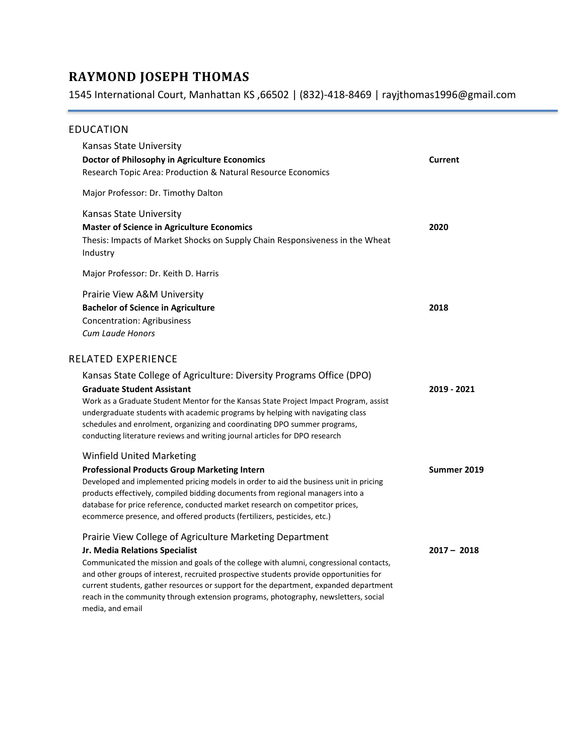# RAYMOND JOSEPH THOMAS

1545 International Court, Manhattan KS ,66502 | (832)-418-8469 | rayjthomas1996@gmail.com

## EDUCATION

Kansas State University
**Doctor of Philosophy in Agriculture Economics** — **Current**
Research Topic Area: Production & Natural Resource Economics

Major Professor: Dr. Timothy Dalton

Kansas State University
**Master of Science in Agriculture Economics** — **2020**
Thesis: Impacts of Market Shocks on Supply Chain Responsiveness in the Wheat Industry

Major Professor: Dr. Keith D. Harris

Prairie View A&M University
**Bachelor of Science in Agriculture** — **2018**
Concentration: Agribusiness
*Cum Laude Honors*

## RELATED EXPERIENCE

Kansas State College of Agriculture: Diversity Programs Office (DPO)
**Graduate Student Assistant** — **2019 - 2021**
Work as a Graduate Student Mentor for the Kansas State Project Impact Program, assist undergraduate students with academic programs by helping with navigating class schedules and enrolment, organizing and coordinating DPO summer programs, conducting literature reviews and writing journal articles for DPO research

Winfield United Marketing
**Professional Products Group Marketing Intern** — **Summer 2019**
Developed and implemented pricing models in order to aid the business unit in pricing products effectively, compiled bidding documents from regional managers into a database for price reference, conducted market research on competitor prices, ecommerce presence, and offered products (fertilizers, pesticides, etc.)

Prairie View College of Agriculture Marketing Department
**Jr. Media Relations Specialist** — **2017 – 2018**
Communicated the mission and goals of the college with alumni, congressional contacts, and other groups of interest, recruited prospective students provide opportunities for current students, gather resources or support for the department, expanded department reach in the community through extension programs, photography, newsletters, social media, and email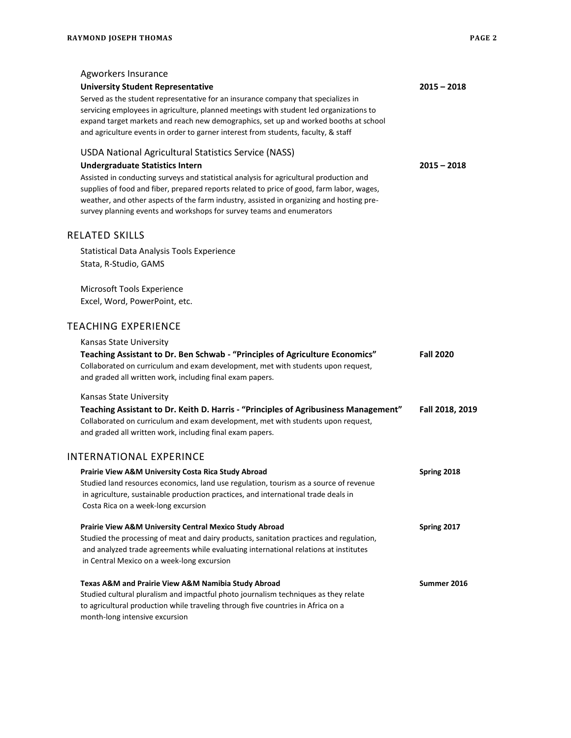Agworkers Insurance

**University Student Representative** **2015 – 2018**

Served as the student representative for an insurance company that specializes in servicing employees in agriculture, planned meetings with student led organizations to expand target markets and reach new demographics, set up and worked booths at school and agriculture events in order to garner interest from students, faculty, & staff

USDA National Agricultural Statistics Service (NASS)

**Undergraduate Statistics Intern** **2015 – 2018**

Assisted in conducting surveys and statistical analysis for agricultural production and supplies of food and fiber, prepared reports related to price of good, farm labor, wages, weather, and other aspects of the farm industry, assisted in organizing and hosting pre-survey planning events and workshops for survey teams and enumerators

## RELATED SKILLS

Statistical Data Analysis Tools Experience
Stata, R-Studio, GAMS

Microsoft Tools Experience
Excel, Word, PowerPoint, etc.

## TEACHING EXPERIENCE

Kansas State University

**Teaching Assistant to Dr. Ben Schwab - "Principles of Agriculture Economics"** **Fall 2020**

Collaborated on curriculum and exam development, met with students upon request, and graded all written work, including final exam papers.

Kansas State University

**Teaching Assistant to Dr. Keith D. Harris - "Principles of Agribusiness Management"** **Fall 2018, 2019**

Collaborated on curriculum and exam development, met with students upon request, and graded all written work, including final exam papers.

## INTERNATIONAL EXPERINCE

**Prairie View A&M University Costa Rica Study Abroad** **Spring 2018**

Studied land resources economics, land use regulation, tourism as a source of revenue in agriculture, sustainable production practices, and international trade deals in Costa Rica on a week-long excursion

**Prairie View A&M University Central Mexico Study Abroad** **Spring 2017**

Studied the processing of meat and dairy products, sanitation practices and regulation, and analyzed trade agreements while evaluating international relations at institutes in Central Mexico on a week-long excursion

**Texas A&M and Prairie View A&M Namibia Study Abroad** **Summer 2016**

Studied cultural pluralism and impactful photo journalism techniques as they relate to agricultural production while traveling through five countries in Africa on a month-long intensive excursion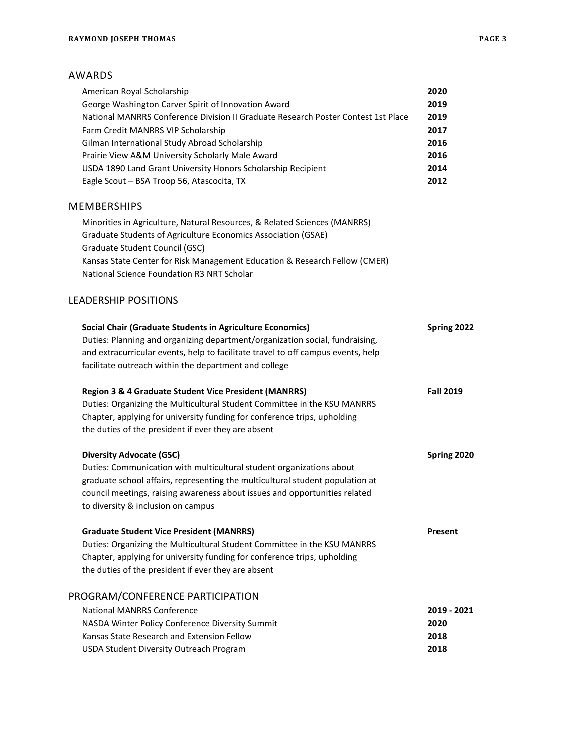## AWARDS

| | |
|---|---|
| American Royal Scholarship | **2020** |
| George Washington Carver Spirit of Innovation Award | **2019** |
| National MANRRS Conference Division II Graduate Research Poster Contest 1st Place | **2019** |
| Farm Credit MANRRS VIP Scholarship | **2017** |
| Gilman International Study Abroad Scholarship | **2016** |
| Prairie View A&M University Scholarly Male Award | **2016** |
| USDA 1890 Land Grant University Honors Scholarship Recipient | **2014** |
| Eagle Scout – BSA Troop 56, Atascocita, TX | **2012** |

## MEMBERSHIPS

Minorities in Agriculture, Natural Resources, & Related Sciences (MANRRS)
Graduate Students of Agriculture Economics Association (GSAE)
Graduate Student Council (GSC)
Kansas State Center for Risk Management Education & Research Fellow (CMER)
National Science Foundation R3 NRT Scholar

## LEADERSHIP POSITIONS

**Social Chair (Graduate Students in Agriculture Economics)** — **Spring 2022**
Duties: Planning and organizing department/organization social, fundraising, and extracurricular events, help to facilitate travel to off campus events, help facilitate outreach within the department and college

**Region 3 & 4 Graduate Student Vice President (MANRRS)** — **Fall 2019**
Duties: Organizing the Multicultural Student Committee in the KSU MANRRS Chapter, applying for university funding for conference trips, upholding the duties of the president if ever they are absent

**Diversity Advocate (GSC)** — **Spring 2020**
Duties: Communication with multicultural student organizations about graduate school affairs, representing the multicultural student population at council meetings, raising awareness about issues and opportunities related to diversity & inclusion on campus

**Graduate Student Vice President (MANRRS)** — **Present**
Duties: Organizing the Multicultural Student Committee in the KSU MANRRS Chapter, applying for university funding for conference trips, upholding the duties of the president if ever they are absent

## PROGRAM/CONFERENCE PARTICIPATION

| | |
|---|---|
| National MANRRS Conference | **2019 - 2021** |
| NASDA Winter Policy Conference Diversity Summit | **2020** |
| Kansas State Research and Extension Fellow | **2018** |
| USDA Student Diversity Outreach Program | **2018** |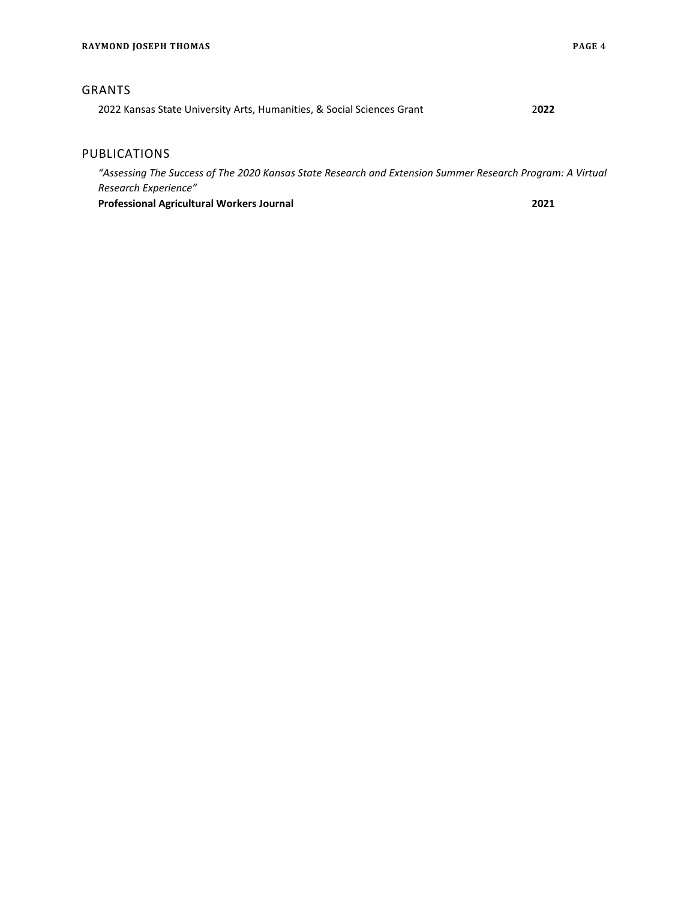## GRANTS

2022 Kansas State University Arts, Humanities, & Social Sciences Grant **2022**

## PUBLICATIONS

*"Assessing The Success of The 2020 Kansas State Research and Extension Summer Research Program: A Virtual Research Experience"*

**Professional Agricultural Workers Journal** **2021**